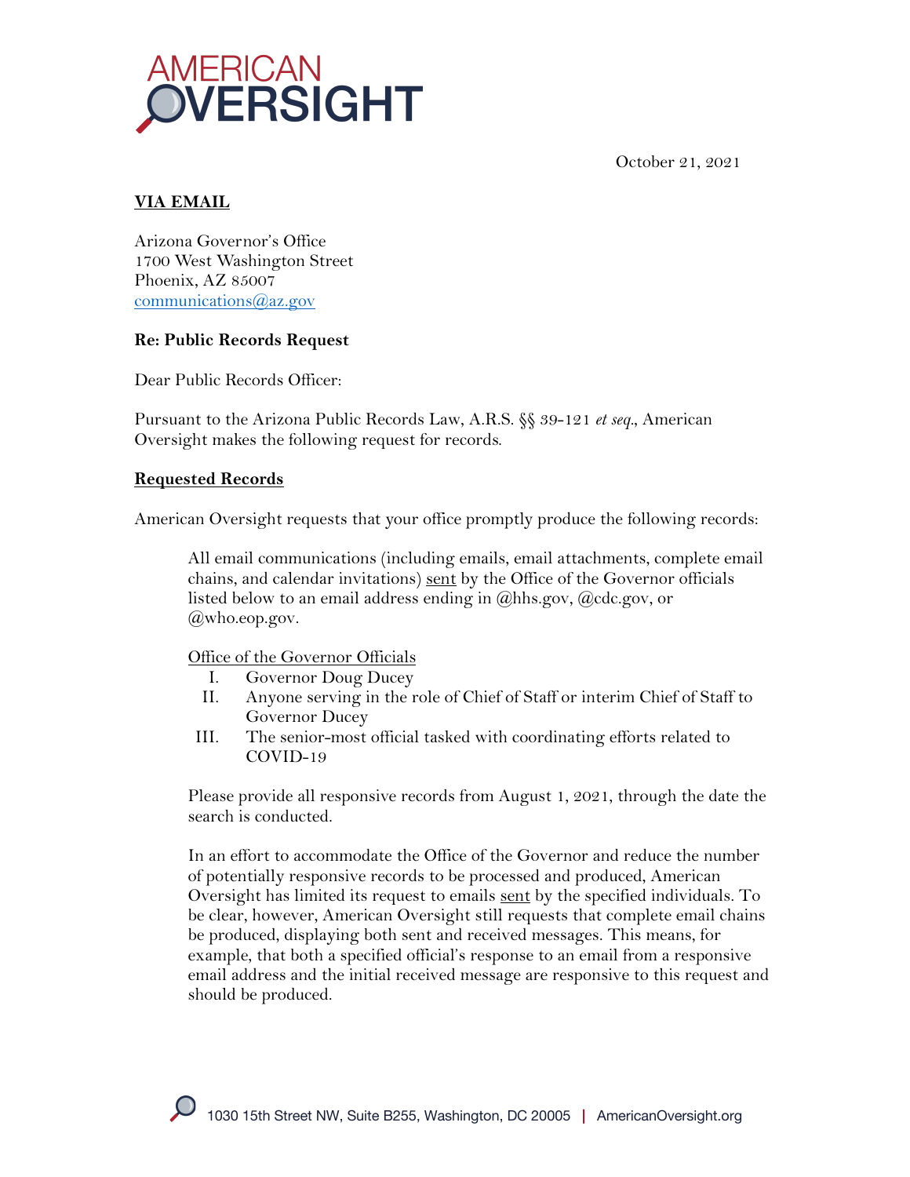AMERICAN OVERSIGHT

October 21, 2021

**VIA EMAIL**

Arizona Governor's Office
1700 West Washington Street
Phoenix, AZ 85007
communications@az.gov

**Re: Public Records Request**

Dear Public Records Officer:

Pursuant to the Arizona Public Records Law, A.R.S. §§ 39-121 *et seq.*, American Oversight makes the following request for records.

**Requested Records**

American Oversight requests that your office promptly produce the following records:

> All email communications (including emails, email attachments, complete email chains, and calendar invitations) sent by the Office of the Governor officials listed below to an email address ending in @hhs.gov, @cdc.gov, or @who.eop.gov.
>
> Office of the Governor Officials
>
> I. Governor Doug Ducey
> II. Anyone serving in the role of Chief of Staff or interim Chief of Staff to Governor Ducey
> III. The senior-most official tasked with coordinating efforts related to COVID-19
>
> Please provide all responsive records from August 1, 2021, through the date the search is conducted.
>
> In an effort to accommodate the Office of the Governor and reduce the number of potentially responsive records to be processed and produced, American Oversight has limited its request to emails sent by the specified individuals. To be clear, however, American Oversight still requests that complete email chains be produced, displaying both sent and received messages. This means, for example, that both a specified official's response to an email from a responsive email address and the initial received message are responsive to this request and should be produced.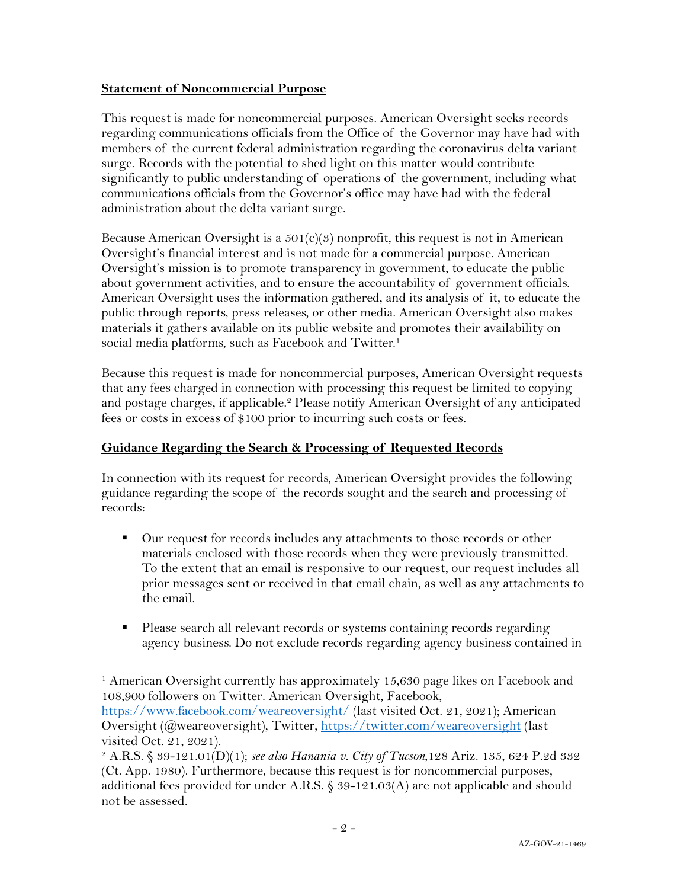**Statement of Noncommercial Purpose**

This request is made for noncommercial purposes. American Oversight seeks records regarding communications officials from the Office of the Governor may have had with members of the current federal administration regarding the coronavirus delta variant surge. Records with the potential to shed light on this matter would contribute significantly to public understanding of operations of the government, including what communications officials from the Governor's office may have had with the federal administration about the delta variant surge.

Because American Oversight is a 501(c)(3) nonprofit, this request is not in American Oversight's financial interest and is not made for a commercial purpose. American Oversight's mission is to promote transparency in government, to educate the public about government activities, and to ensure the accountability of government officials. American Oversight uses the information gathered, and its analysis of it, to educate the public through reports, press releases, or other media. American Oversight also makes materials it gathers available on its public website and promotes their availability on social media platforms, such as Facebook and Twitter.[1]

Because this request is made for noncommercial purposes, American Oversight requests that any fees charged in connection with processing this request be limited to copying and postage charges, if applicable.[2] Please notify American Oversight of any anticipated fees or costs in excess of $100 prior to incurring such costs or fees.

**Guidance Regarding the Search & Processing of Requested Records**

In connection with its request for records, American Oversight provides the following guidance regarding the scope of the records sought and the search and processing of records:

- Our request for records includes any attachments to those records or other materials enclosed with those records when they were previously transmitted. To the extent that an email is responsive to our request, our request includes all prior messages sent or received in that email chain, as well as any attachments to the email.

- Please search all relevant records or systems containing records regarding agency business. Do not exclude records regarding agency business contained in

---

[1] American Oversight currently has approximately 15,630 page likes on Facebook and 108,900 followers on Twitter. American Oversight, Facebook, https://www.facebook.com/weareoversight/ (last visited Oct. 21, 2021); American Oversight (@weareoversight), Twitter, https://twitter.com/weareoversight (last visited Oct. 21, 2021).

[2] A.R.S. § 39-121.01(D)(1); *see also Hanania v. City of Tucson*, 128 Ariz. 135, 624 P.2d 332 (Ct. App. 1980). Furthermore, because this request is for noncommercial purposes, additional fees provided for under A.R.S. § 39-121.03(A) are not applicable and should not be assessed.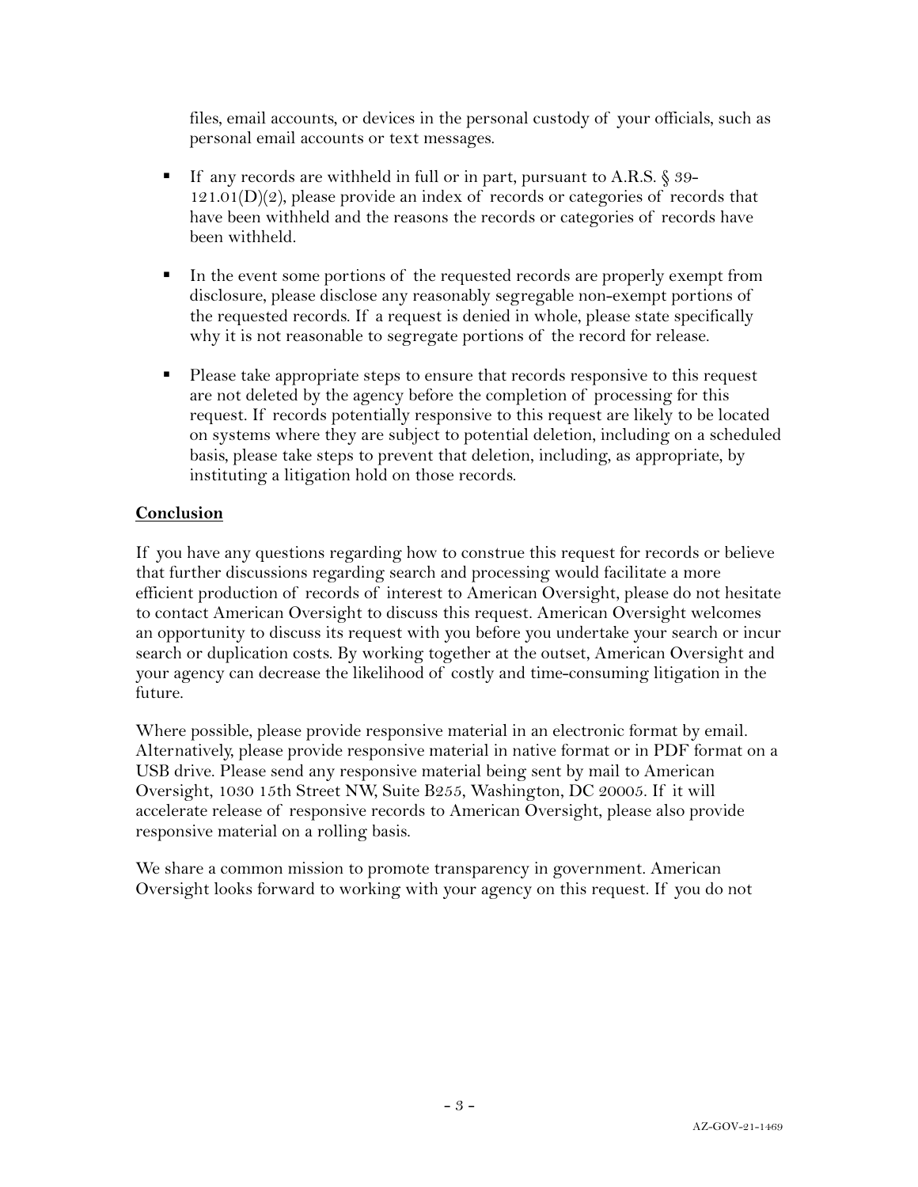files, email accounts, or devices in the personal custody of your officials, such as personal email accounts or text messages.

- If any records are withheld in full or in part, pursuant to A.R.S. § 39-121.01(D)(2), please provide an index of records or categories of records that have been withheld and the reasons the records or categories of records have been withheld.

- In the event some portions of the requested records are properly exempt from disclosure, please disclose any reasonably segregable non-exempt portions of the requested records. If a request is denied in whole, please state specifically why it is not reasonable to segregate portions of the record for release.

- Please take appropriate steps to ensure that records responsive to this request are not deleted by the agency before the completion of processing for this request. If records potentially responsive to this request are likely to be located on systems where they are subject to potential deletion, including on a scheduled basis, please take steps to prevent that deletion, including, as appropriate, by instituting a litigation hold on those records.

**Conclusion**

If you have any questions regarding how to construe this request for records or believe that further discussions regarding search and processing would facilitate a more efficient production of records of interest to American Oversight, please do not hesitate to contact American Oversight to discuss this request. American Oversight welcomes an opportunity to discuss its request with you before you undertake your search or incur search or duplication costs. By working together at the outset, American Oversight and your agency can decrease the likelihood of costly and time-consuming litigation in the future.

Where possible, please provide responsive material in an electronic format by email. Alternatively, please provide responsive material in native format or in PDF format on a USB drive. Please send any responsive material being sent by mail to American Oversight, 1030 15th Street NW, Suite B255, Washington, DC 20005. If it will accelerate release of responsive records to American Oversight, please also provide responsive material on a rolling basis.

We share a common mission to promote transparency in government. American Oversight looks forward to working with your agency on this request. If you do not

AZ-GOV-21-1469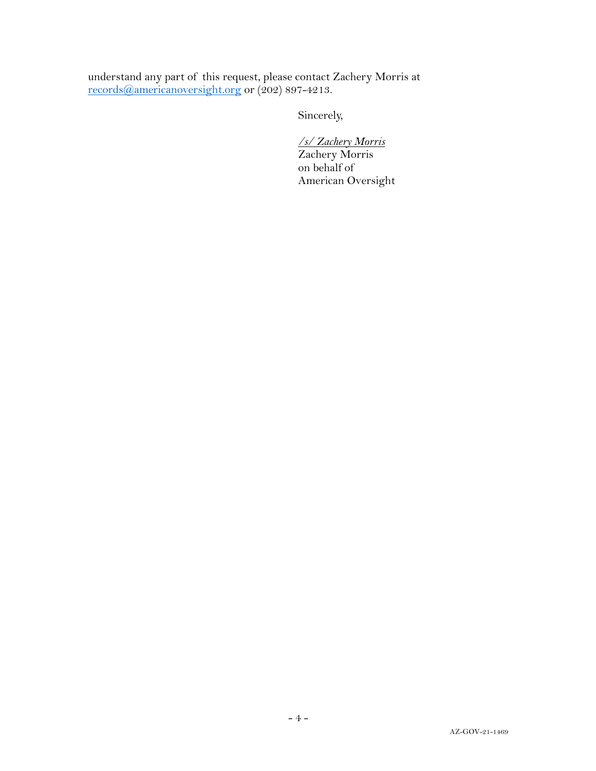understand any part of this request, please contact Zachery Morris at [records@americanoversight.org](mailto:records@americanoversight.org) or (202) 897-4213.

Sincerely,

*/s/ Zachery Morris*
Zachery Morris
on behalf of
American Oversight

AZ-GOV-21-1469